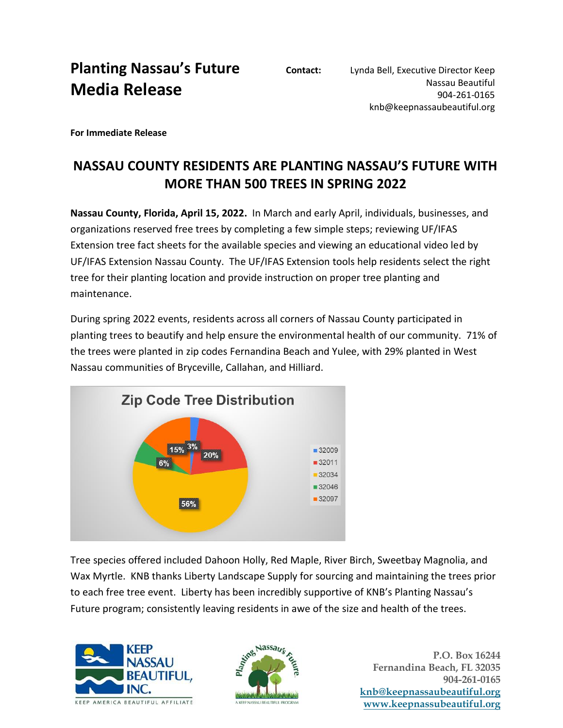# Planting Nassau's Future Media Release

**Contact:** Lynda Bell, Executive Director Keep Nassau Beautiful
904-261-0165
knb@keepnassaubeautiful.org

**For Immediate Release**

## NASSAU COUNTY RESIDENTS ARE PLANTING NASSAU'S FUTURE WITH MORE THAN 500 TREES IN SPRING 2022

**Nassau County, Florida, April 15, 2022.** In March and early April, individuals, businesses, and organizations reserved free trees by completing a few simple steps; reviewing UF/IFAS Extension tree fact sheets for the available species and viewing an educational video led by UF/IFAS Extension Nassau County. The UF/IFAS Extension tools help residents select the right tree for their planting location and provide instruction on proper tree planting and maintenance.

During spring 2022 events, residents across all corners of Nassau County participated in planting trees to beautify and help ensure the environmental health of our community. 71% of the trees were planted in zip codes Fernandina Beach and Yulee, with 29% planted in West Nassau communities of Bryceville, Callahan, and Hilliard.

**Zip Code Tree Distribution**

| Zip Code | Share |
|---|---|
| 32009 | 3% |
| 32011 | 20% |
| 32034 | 56% |
| 32046 | 6% |
| 32097 | 15% |

Tree species offered included Dahoon Holly, Red Maple, River Birch, Sweetbay Magnolia, and Wax Myrtle. KNB thanks Liberty Landscape Supply for sourcing and maintaining the trees prior to each free tree event. Liberty has been incredibly supportive of KNB's Planting Nassau's Future program; consistently leaving residents in awe of the size and health of the trees.

KEEP NASSAU BEAUTIFUL, INC.
KEEP AMERICA BEAUTIFUL AFFILIATE

Planting Nassau's Future
A KEEP NASSAU BEAUTIFUL PROGRAM

P.O. Box 16244
Fernandina Beach, FL 32035
904-261-0165
knb@keepnassaubeautiful.org
www.keepnassubeautiful.org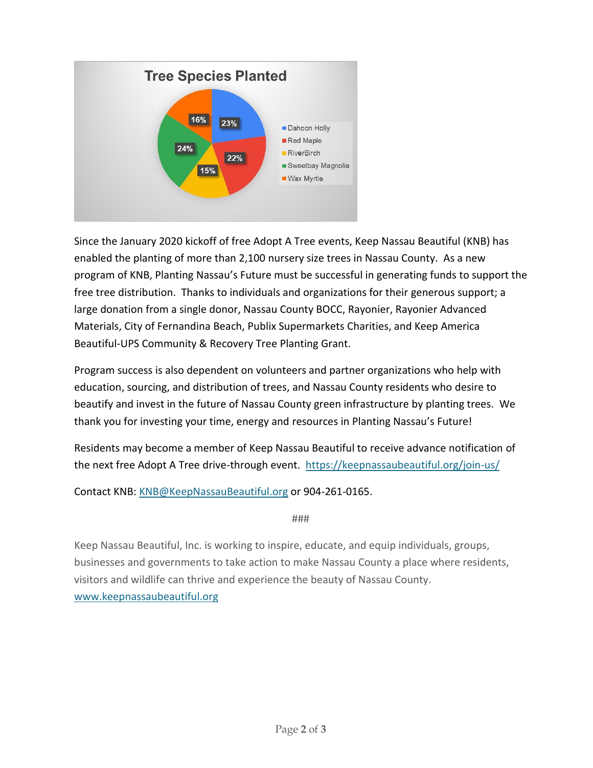**Tree Species Planted**

| Species | Percent |
| --- | --- |
| Dahoon Holly | 23% |
| Red Maple | 22% |
| RiverBirch | 15% |
| Sweetbay Magnolia | 24% |
| Wax Myrtle | 16% |

Since the January 2020 kickoff of free Adopt A Tree events, Keep Nassau Beautiful (KNB) has enabled the planting of more than 2,100 nursery size trees in Nassau County. As a new program of KNB, Planting Nassau's Future must be successful in generating funds to support the free tree distribution. Thanks to individuals and organizations for their generous support; a large donation from a single donor, Nassau County BOCC, Rayonier, Rayonier Advanced Materials, City of Fernandina Beach, Publix Supermarkets Charities, and Keep America Beautiful-UPS Community & Recovery Tree Planting Grant.

Program success is also dependent on volunteers and partner organizations who help with education, sourcing, and distribution of trees, and Nassau County residents who desire to beautify and invest in the future of Nassau County green infrastructure by planting trees. We thank you for investing your time, energy and resources in Planting Nassau's Future!

Residents may become a member of Keep Nassau Beautiful to receive advance notification of the next free Adopt A Tree drive-through event. [https://keepnassaubeautiful.org/join-us/](https://keepnassaubeautiful.org/join-us/)

Contact KNB: [KNB@KeepNassauBeautiful.org](mailto:KNB@KeepNassauBeautiful.org) or 904-261-0165.

###

Keep Nassau Beautiful, Inc. is working to inspire, educate, and equip individuals, groups, businesses and governments to take action to make Nassau County a place where residents, visitors and wildlife can thrive and experience the beauty of Nassau County.
[www.keepnassaubeautiful.org](http://www.keepnassaubeautiful.org)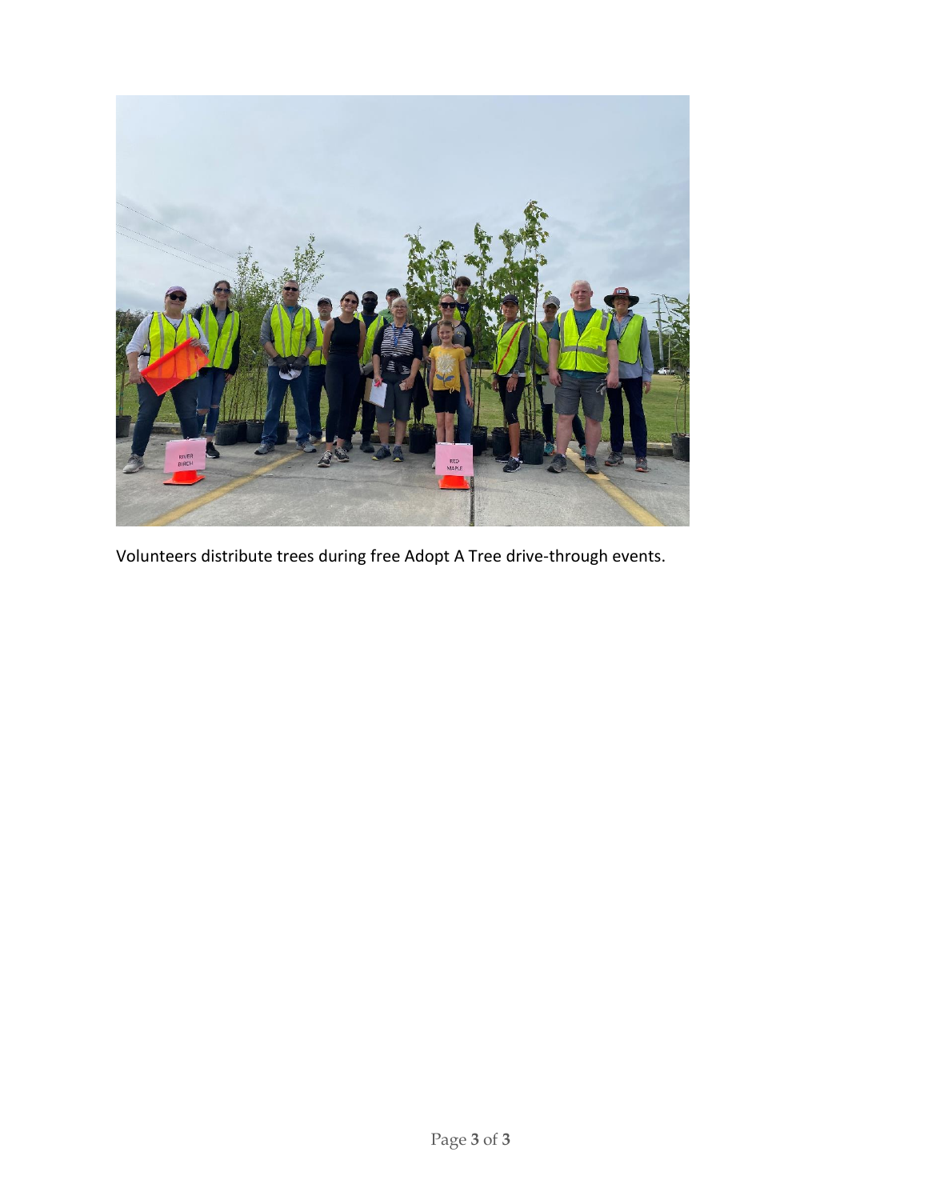Volunteers distribute trees during free Adopt A Tree drive-through events.